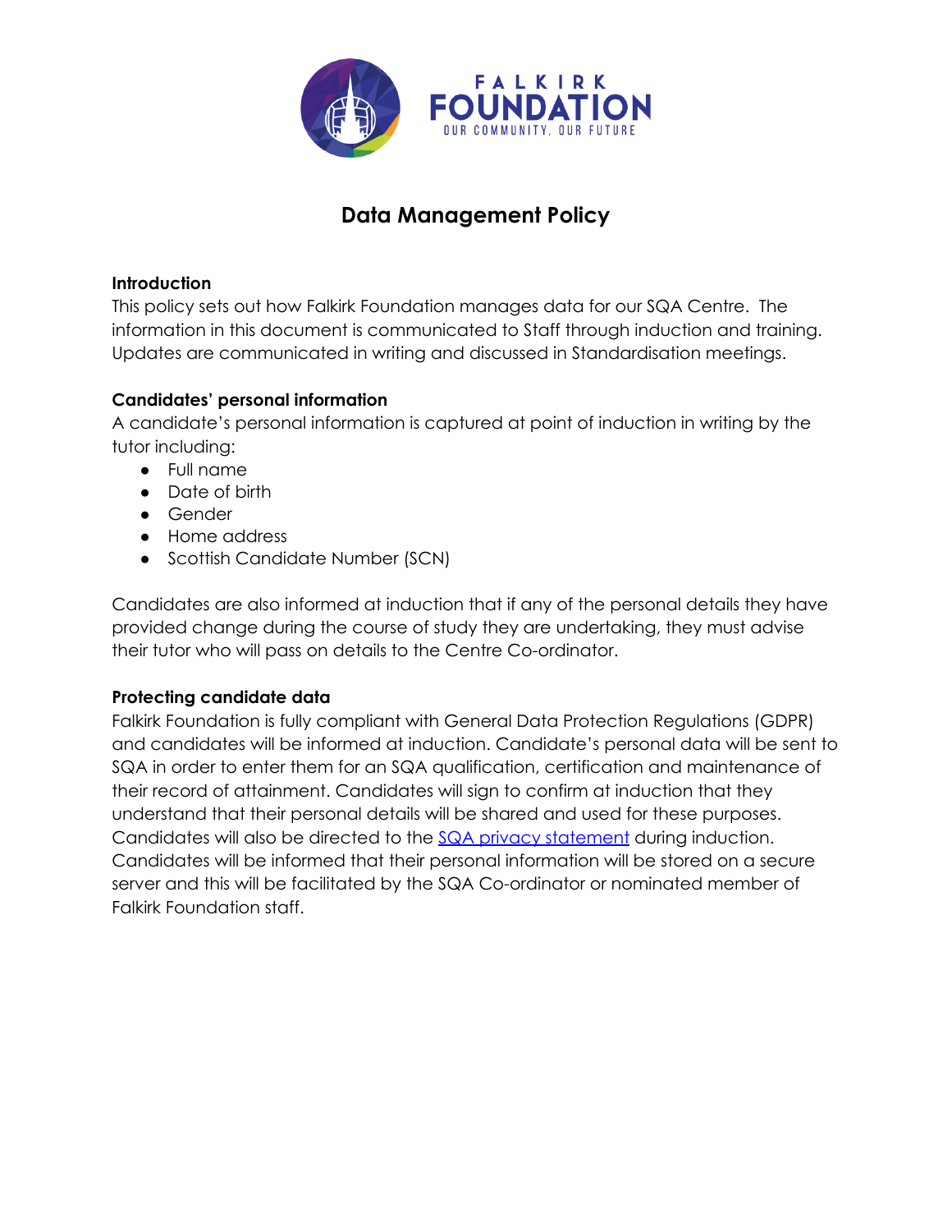# Data Management Policy

**Introduction**

This policy sets out how Falkirk Foundation manages data for our SQA Centre. The information in this document is communicated to Staff through induction and training. Updates are communicated in writing and discussed in Standardisation meetings.

**Candidates' personal information**

A candidate's personal information is captured at point of induction in writing by the tutor including:

- Full name
- Date of birth
- Gender
- Home address
- Scottish Candidate Number (SCN)

Candidates are also informed at induction that if any of the personal details they have provided change during the course of study they are undertaking, they must advise their tutor who will pass on details to the Centre Co-ordinator.

**Protecting candidate data**

Falkirk Foundation is fully compliant with General Data Protection Regulations (GDPR) and candidates will be informed at induction. Candidate's personal data will be sent to SQA in order to enter them for an SQA qualification, certification and maintenance of their record of attainment. Candidates will sign to confirm at induction that they understand that their personal details will be shared and used for these purposes. Candidates will also be directed to the SQA privacy statement during induction. Candidates will be informed that their personal information will be stored on a secure server and this will be facilitated by the SQA Co-ordinator or nominated member of Falkirk Foundation staff.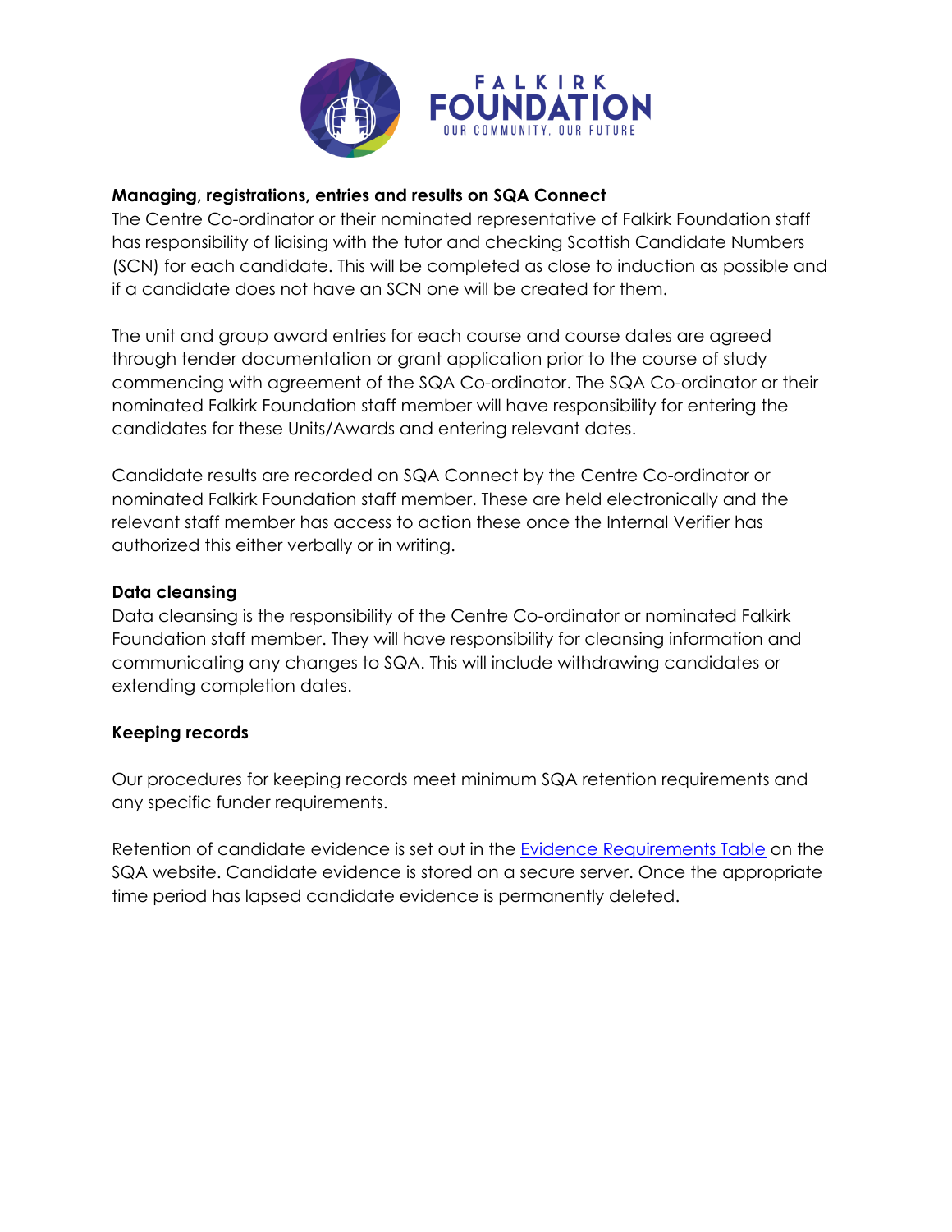**Managing, registrations, entries and results on SQA Connect**

The Centre Co-ordinator or their nominated representative of Falkirk Foundation staff has responsibility of liaising with the tutor and checking Scottish Candidate Numbers (SCN) for each candidate. This will be completed as close to induction as possible and if a candidate does not have an SCN one will be created for them.

The unit and group award entries for each course and course dates are agreed through tender documentation or grant application prior to the course of study commencing with agreement of the SQA Co-ordinator. The SQA Co-ordinator or their nominated Falkirk Foundation staff member will have responsibility for entering the candidates for these Units/Awards and entering relevant dates.

Candidate results are recorded on SQA Connect by the Centre Co-ordinator or nominated Falkirk Foundation staff member. These are held electronically and the relevant staff member has access to action these once the Internal Verifier has authorized this either verbally or in writing.

**Data cleansing**

Data cleansing is the responsibility of the Centre Co-ordinator or nominated Falkirk Foundation staff member. They will have responsibility for cleansing information and communicating any changes to SQA. This will include withdrawing candidates or extending completion dates.

**Keeping records**

Our procedures for keeping records meet minimum SQA retention requirements and any specific funder requirements.

Retention of candidate evidence is set out in the Evidence Requirements Table on the SQA website. Candidate evidence is stored on a secure server. Once the appropriate time period has lapsed candidate evidence is permanently deleted.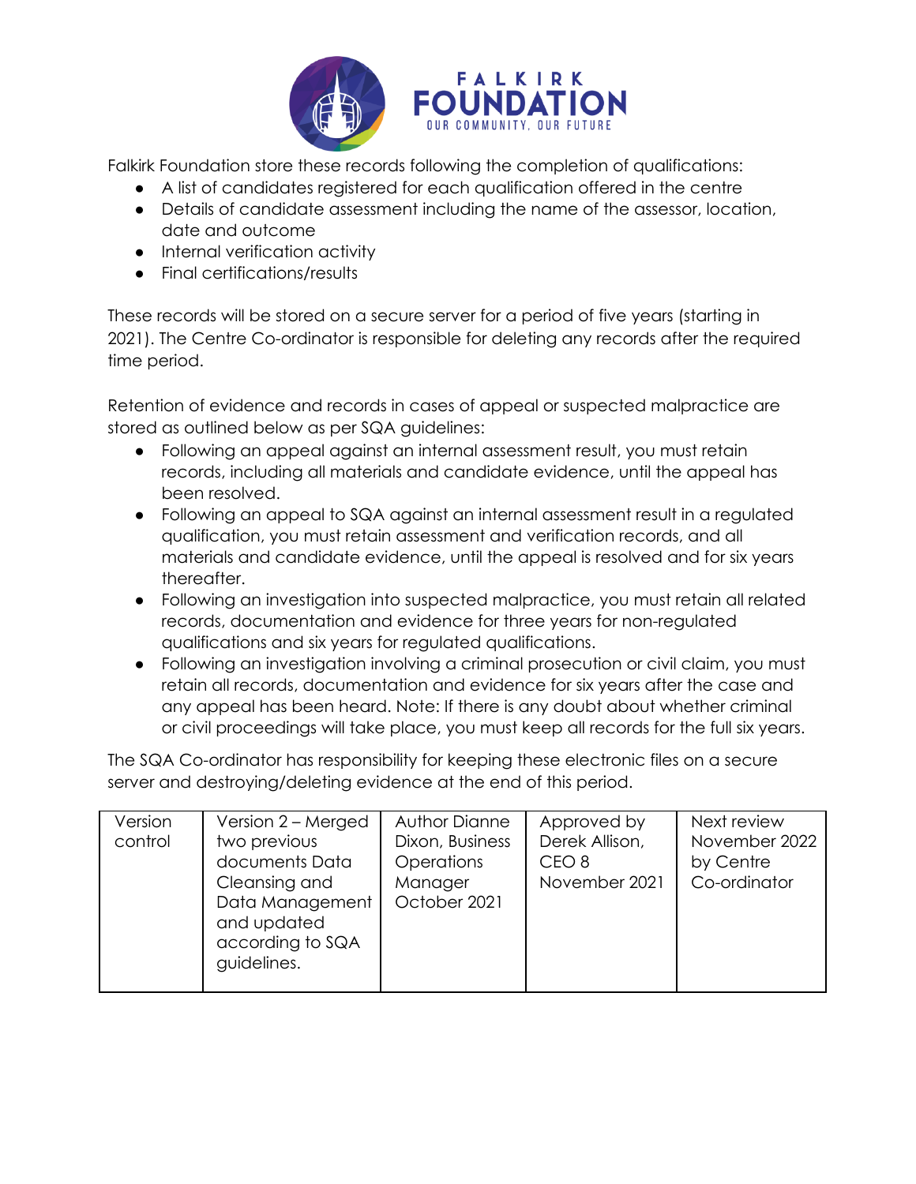Falkirk Foundation store these records following the completion of qualifications:

- A list of candidates registered for each qualification offered in the centre
- Details of candidate assessment including the name of the assessor, location, date and outcome
- Internal verification activity
- Final certifications/results

These records will be stored on a secure server for a period of five years (starting in 2021). The Centre Co-ordinator is responsible for deleting any records after the required time period.

Retention of evidence and records in cases of appeal or suspected malpractice are stored as outlined below as per SQA guidelines:

- Following an appeal against an internal assessment result, you must retain records, including all materials and candidate evidence, until the appeal has been resolved.
- Following an appeal to SQA against an internal assessment result in a regulated qualification, you must retain assessment and verification records, and all materials and candidate evidence, until the appeal is resolved and for six years thereafter.
- Following an investigation into suspected malpractice, you must retain all related records, documentation and evidence for three years for non-regulated qualifications and six years for regulated qualifications.
- Following an investigation involving a criminal prosecution or civil claim, you must retain all records, documentation and evidence for six years after the case and any appeal has been heard. Note: If there is any doubt about whether criminal or civil proceedings will take place, you must keep all records for the full six years.

The SQA Co-ordinator has responsibility for keeping these electronic files on a secure server and destroying/deleting evidence at the end of this period.

| | | | | |
|---|---|---|---|---|
| Version control | Version 2 – Merged two previous documents Data Cleansing and Data Management and updated according to SQA guidelines. | Author Dianne Dixon, Business Operations Manager October 2021 | Approved by Derek Allison, CEO 8 November 2021 | Next review November 2022 by Centre Co-ordinator |